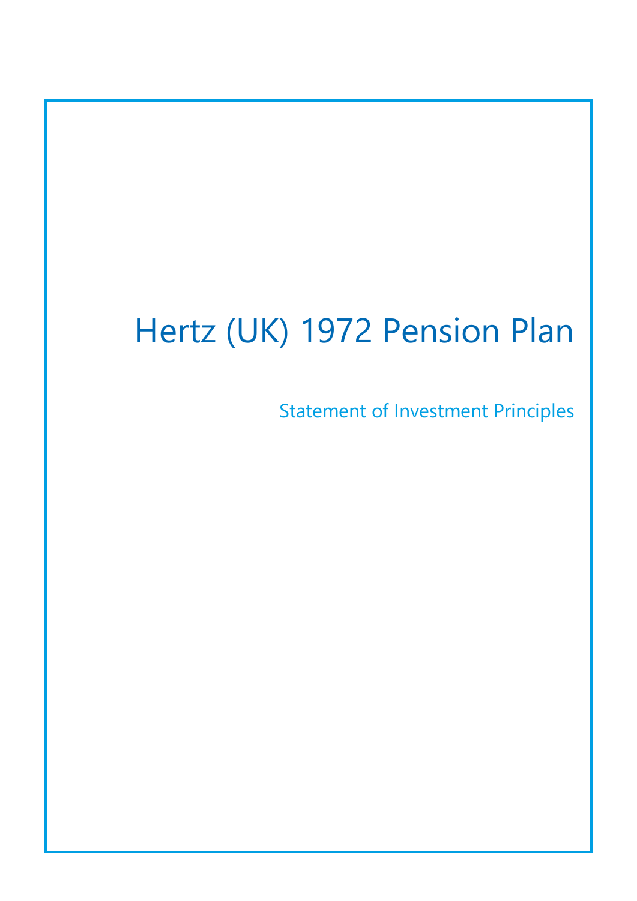# Hertz (UK) 1972 Pension Plan

Statement of Investment Principles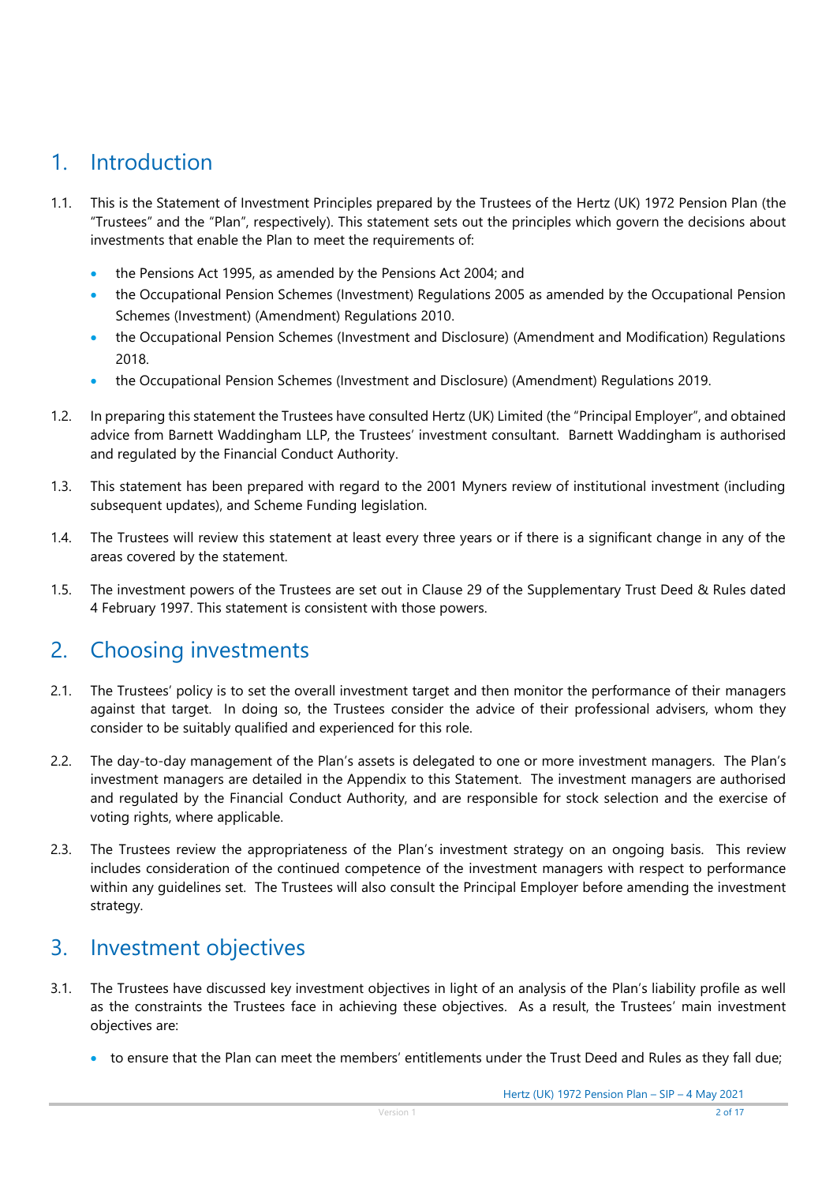## 1. Introduction

1.1. This is the Statement of Investment Principles prepared by the Trustees of the Hertz (UK) 1972 Pension Plan (the "Trustees" and the "Plan", respectively). This statement sets out the principles which govern the decisions about investments that enable the Plan to meet the requirements of:

- the Pensions Act 1995, as amended by the Pensions Act 2004; and
- the Occupational Pension Schemes (Investment) Regulations 2005 as amended by the Occupational Pension Schemes (Investment) (Amendment) Regulations 2010.
- the Occupational Pension Schemes (Investment and Disclosure) (Amendment and Modification) Regulations 2018.
- the Occupational Pension Schemes (Investment and Disclosure) (Amendment) Regulations 2019.

1.2. In preparing this statement the Trustees have consulted Hertz (UK) Limited (the "Principal Employer", and obtained advice from Barnett Waddingham LLP, the Trustees' investment consultant. Barnett Waddingham is authorised and regulated by the Financial Conduct Authority.

1.3. This statement has been prepared with regard to the 2001 Myners review of institutional investment (including subsequent updates), and Scheme Funding legislation.

1.4. The Trustees will review this statement at least every three years or if there is a significant change in any of the areas covered by the statement.

1.5. The investment powers of the Trustees are set out in Clause 29 of the Supplementary Trust Deed & Rules dated 4 February 1997. This statement is consistent with those powers.

## 2. Choosing investments

2.1. The Trustees' policy is to set the overall investment target and then monitor the performance of their managers against that target. In doing so, the Trustees consider the advice of their professional advisers, whom they consider to be suitably qualified and experienced for this role.

2.2. The day-to-day management of the Plan's assets is delegated to one or more investment managers. The Plan's investment managers are detailed in the Appendix to this Statement. The investment managers are authorised and regulated by the Financial Conduct Authority, and are responsible for stock selection and the exercise of voting rights, where applicable.

2.3. The Trustees review the appropriateness of the Plan's investment strategy on an ongoing basis. This review includes consideration of the continued competence of the investment managers with respect to performance within any guidelines set. The Trustees will also consult the Principal Employer before amending the investment strategy.

## 3. Investment objectives

3.1. The Trustees have discussed key investment objectives in light of an analysis of the Plan's liability profile as well as the constraints the Trustees face in achieving these objectives. As a result, the Trustees' main investment objectives are:

- to ensure that the Plan can meet the members' entitlements under the Trust Deed and Rules as they fall due;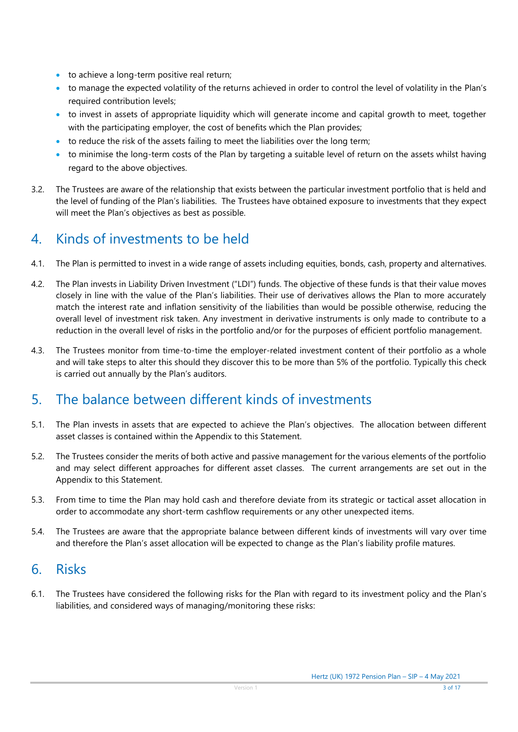- to achieve a long-term positive real return;
- to manage the expected volatility of the returns achieved in order to control the level of volatility in the Plan's required contribution levels;
- to invest in assets of appropriate liquidity which will generate income and capital growth to meet, together with the participating employer, the cost of benefits which the Plan provides;
- to reduce the risk of the assets failing to meet the liabilities over the long term;
- to minimise the long-term costs of the Plan by targeting a suitable level of return on the assets whilst having regard to the above objectives.

3.2. The Trustees are aware of the relationship that exists between the particular investment portfolio that is held and the level of funding of the Plan's liabilities. The Trustees have obtained exposure to investments that they expect will meet the Plan's objectives as best as possible.

## 4. Kinds of investments to be held

4.1. The Plan is permitted to invest in a wide range of assets including equities, bonds, cash, property and alternatives.

4.2. The Plan invests in Liability Driven Investment ("LDI") funds. The objective of these funds is that their value moves closely in line with the value of the Plan's liabilities. Their use of derivatives allows the Plan to more accurately match the interest rate and inflation sensitivity of the liabilities than would be possible otherwise, reducing the overall level of investment risk taken. Any investment in derivative instruments is only made to contribute to a reduction in the overall level of risks in the portfolio and/or for the purposes of efficient portfolio management.

4.3. The Trustees monitor from time-to-time the employer-related investment content of their portfolio as a whole and will take steps to alter this should they discover this to be more than 5% of the portfolio. Typically this check is carried out annually by the Plan's auditors.

## 5. The balance between different kinds of investments

5.1. The Plan invests in assets that are expected to achieve the Plan's objectives. The allocation between different asset classes is contained within the Appendix to this Statement.

5.2. The Trustees consider the merits of both active and passive management for the various elements of the portfolio and may select different approaches for different asset classes. The current arrangements are set out in the Appendix to this Statement.

5.3. From time to time the Plan may hold cash and therefore deviate from its strategic or tactical asset allocation in order to accommodate any short-term cashflow requirements or any other unexpected items.

5.4. The Trustees are aware that the appropriate balance between different kinds of investments will vary over time and therefore the Plan's asset allocation will be expected to change as the Plan's liability profile matures.

## 6. Risks

6.1. The Trustees have considered the following risks for the Plan with regard to its investment policy and the Plan's liabilities, and considered ways of managing/monitoring these risks: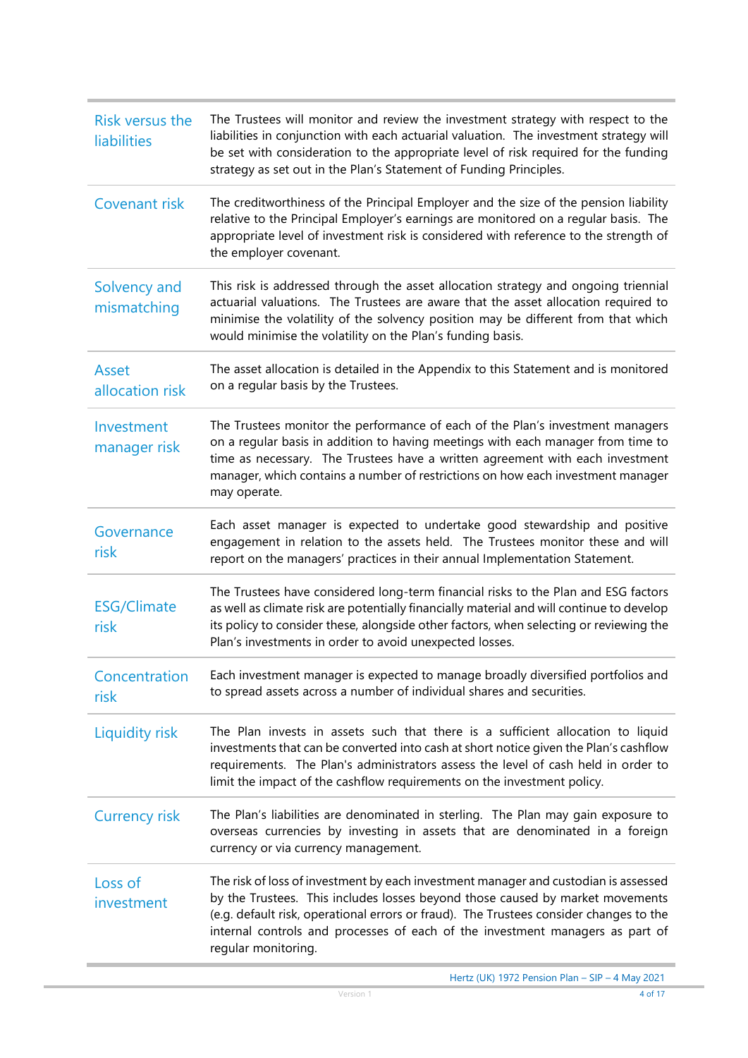| | |
|---|---|
| Risk versus the liabilities | The Trustees will monitor and review the investment strategy with respect to the liabilities in conjunction with each actuarial valuation. The investment strategy will be set with consideration to the appropriate level of risk required for the funding strategy as set out in the Plan's Statement of Funding Principles. |
| Covenant risk | The creditworthiness of the Principal Employer and the size of the pension liability relative to the Principal Employer's earnings are monitored on a regular basis. The appropriate level of investment risk is considered with reference to the strength of the employer covenant. |
| Solvency and mismatching | This risk is addressed through the asset allocation strategy and ongoing triennial actuarial valuations. The Trustees are aware that the asset allocation required to minimise the volatility of the solvency position may be different from that which would minimise the volatility on the Plan's funding basis. |
| Asset allocation risk | The asset allocation is detailed in the Appendix to this Statement and is monitored on a regular basis by the Trustees. |
| Investment manager risk | The Trustees monitor the performance of each of the Plan's investment managers on a regular basis in addition to having meetings with each manager from time to time as necessary. The Trustees have a written agreement with each investment manager, which contains a number of restrictions on how each investment manager may operate. |
| Governance risk | Each asset manager is expected to undertake good stewardship and positive engagement in relation to the assets held. The Trustees monitor these and will report on the managers' practices in their annual Implementation Statement. |
| ESG/Climate risk | The Trustees have considered long-term financial risks to the Plan and ESG factors as well as climate risk are potentially financially material and will continue to develop its policy to consider these, alongside other factors, when selecting or reviewing the Plan's investments in order to avoid unexpected losses. |
| Concentration risk | Each investment manager is expected to manage broadly diversified portfolios and to spread assets across a number of individual shares and securities. |
| Liquidity risk | The Plan invests in assets such that there is a sufficient allocation to liquid investments that can be converted into cash at short notice given the Plan's cashflow requirements. The Plan's administrators assess the level of cash held in order to limit the impact of the cashflow requirements on the investment policy. |
| Currency risk | The Plan's liabilities are denominated in sterling. The Plan may gain exposure to overseas currencies by investing in assets that are denominated in a foreign currency or via currency management. |
| Loss of investment | The risk of loss of investment by each investment manager and custodian is assessed by the Trustees. This includes losses beyond those caused by market movements (e.g. default risk, operational errors or fraud). The Trustees consider changes to the internal controls and processes of each of the investment managers as part of regular monitoring. |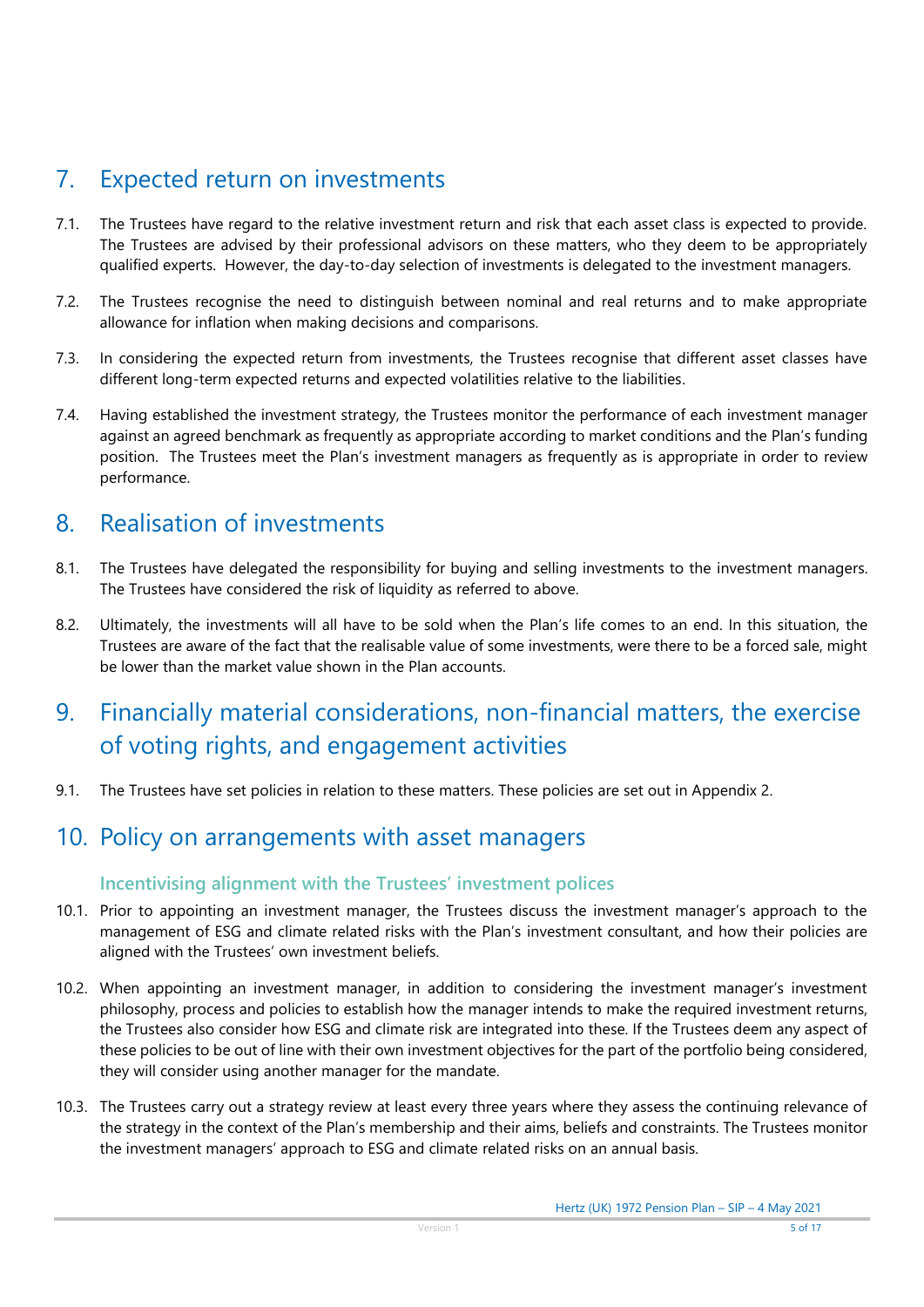## 7. Expected return on investments

7.1. The Trustees have regard to the relative investment return and risk that each asset class is expected to provide. The Trustees are advised by their professional advisors on these matters, who they deem to be appropriately qualified experts. However, the day-to-day selection of investments is delegated to the investment managers.

7.2. The Trustees recognise the need to distinguish between nominal and real returns and to make appropriate allowance for inflation when making decisions and comparisons.

7.3. In considering the expected return from investments, the Trustees recognise that different asset classes have different long-term expected returns and expected volatilities relative to the liabilities.

7.4. Having established the investment strategy, the Trustees monitor the performance of each investment manager against an agreed benchmark as frequently as appropriate according to market conditions and the Plan's funding position. The Trustees meet the Plan's investment managers as frequently as is appropriate in order to review performance.

## 8. Realisation of investments

8.1. The Trustees have delegated the responsibility for buying and selling investments to the investment managers. The Trustees have considered the risk of liquidity as referred to above.

8.2. Ultimately, the investments will all have to be sold when the Plan's life comes to an end. In this situation, the Trustees are aware of the fact that the realisable value of some investments, were there to be a forced sale, might be lower than the market value shown in the Plan accounts.

## 9. Financially material considerations, non-financial matters, the exercise of voting rights, and engagement activities

9.1. The Trustees have set policies in relation to these matters. These policies are set out in Appendix 2.

## 10. Policy on arrangements with asset managers

### Incentivising alignment with the Trustees' investment polices

10.1. Prior to appointing an investment manager, the Trustees discuss the investment manager's approach to the management of ESG and climate related risks with the Plan's investment consultant, and how their policies are aligned with the Trustees' own investment beliefs.

10.2. When appointing an investment manager, in addition to considering the investment manager's investment philosophy, process and policies to establish how the manager intends to make the required investment returns, the Trustees also consider how ESG and climate risk are integrated into these. If the Trustees deem any aspect of these policies to be out of line with their own investment objectives for the part of the portfolio being considered, they will consider using another manager for the mandate.

10.3. The Trustees carry out a strategy review at least every three years where they assess the continuing relevance of the strategy in the context of the Plan's membership and their aims, beliefs and constraints. The Trustees monitor the investment managers' approach to ESG and climate related risks on an annual basis.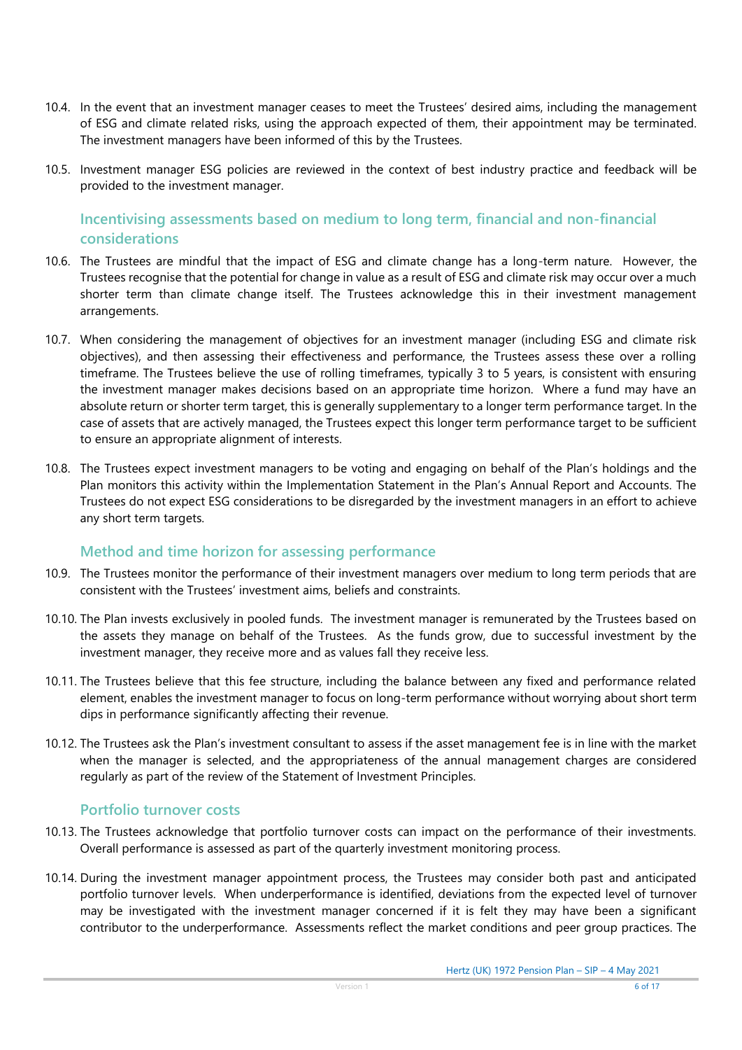10.4. In the event that an investment manager ceases to meet the Trustees' desired aims, including the management of ESG and climate related risks, using the approach expected of them, their appointment may be terminated. The investment managers have been informed of this by the Trustees.

10.5. Investment manager ESG policies are reviewed in the context of best industry practice and feedback will be provided to the investment manager.

### Incentivising assessments based on medium to long term, financial and non-financial considerations

10.6. The Trustees are mindful that the impact of ESG and climate change has a long-term nature. However, the Trustees recognise that the potential for change in value as a result of ESG and climate risk may occur over a much shorter term than climate change itself. The Trustees acknowledge this in their investment management arrangements.

10.7. When considering the management of objectives for an investment manager (including ESG and climate risk objectives), and then assessing their effectiveness and performance, the Trustees assess these over a rolling timeframe. The Trustees believe the use of rolling timeframes, typically 3 to 5 years, is consistent with ensuring the investment manager makes decisions based on an appropriate time horizon. Where a fund may have an absolute return or shorter term target, this is generally supplementary to a longer term performance target. In the case of assets that are actively managed, the Trustees expect this longer term performance target to be sufficient to ensure an appropriate alignment of interests.

10.8. The Trustees expect investment managers to be voting and engaging on behalf of the Plan's holdings and the Plan monitors this activity within the Implementation Statement in the Plan's Annual Report and Accounts. The Trustees do not expect ESG considerations to be disregarded by the investment managers in an effort to achieve any short term targets.

### Method and time horizon for assessing performance

10.9. The Trustees monitor the performance of their investment managers over medium to long term periods that are consistent with the Trustees' investment aims, beliefs and constraints.

10.10. The Plan invests exclusively in pooled funds. The investment manager is remunerated by the Trustees based on the assets they manage on behalf of the Trustees. As the funds grow, due to successful investment by the investment manager, they receive more and as values fall they receive less.

10.11. The Trustees believe that this fee structure, including the balance between any fixed and performance related element, enables the investment manager to focus on long-term performance without worrying about short term dips in performance significantly affecting their revenue.

10.12. The Trustees ask the Plan's investment consultant to assess if the asset management fee is in line with the market when the manager is selected, and the appropriateness of the annual management charges are considered regularly as part of the review of the Statement of Investment Principles.

### Portfolio turnover costs

10.13. The Trustees acknowledge that portfolio turnover costs can impact on the performance of their investments. Overall performance is assessed as part of the quarterly investment monitoring process.

10.14. During the investment manager appointment process, the Trustees may consider both past and anticipated portfolio turnover levels. When underperformance is identified, deviations from the expected level of turnover may be investigated with the investment manager concerned if it is felt they may have been a significant contributor to the underperformance. Assessments reflect the market conditions and peer group practices. The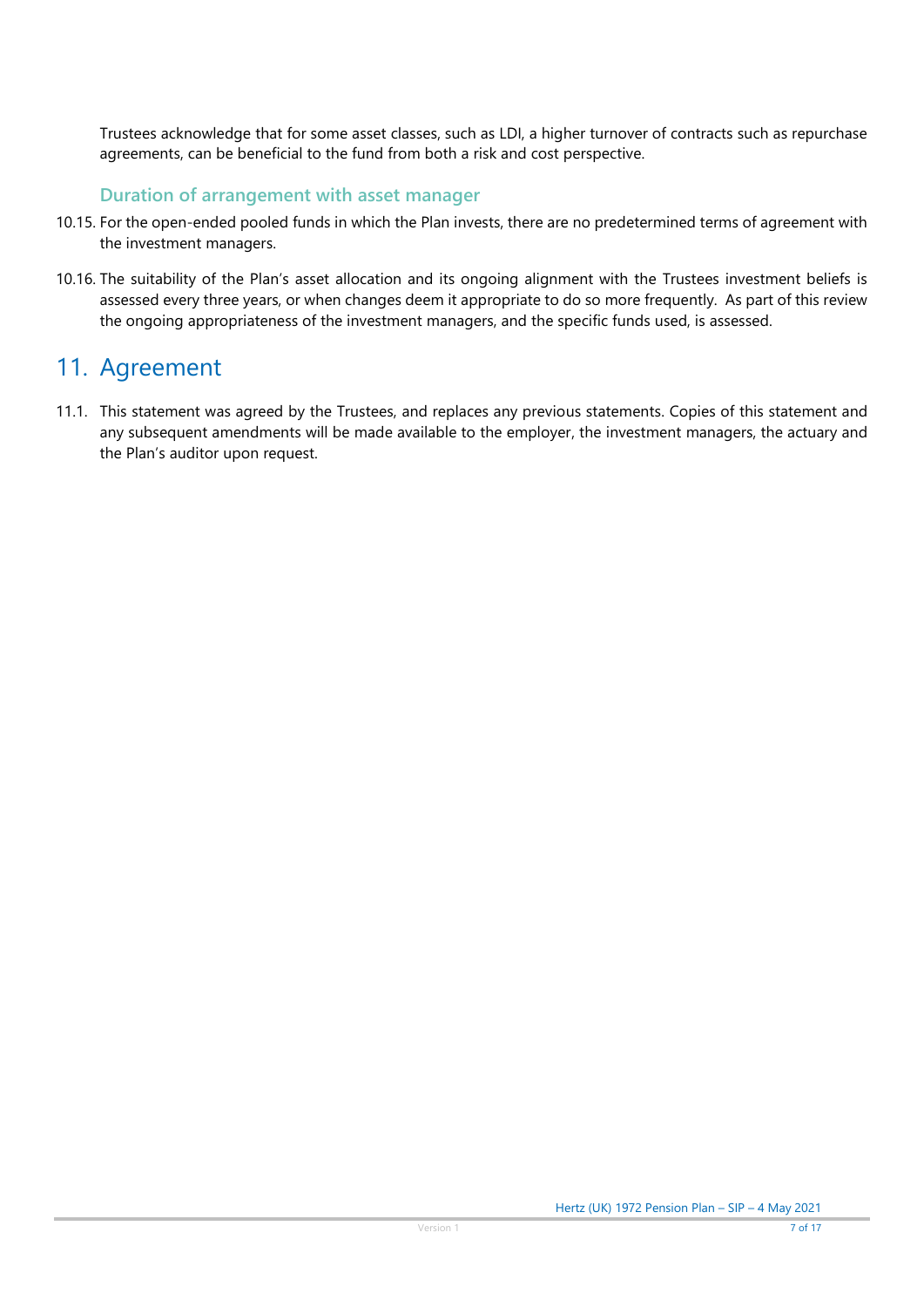Trustees acknowledge that for some asset classes, such as LDI, a higher turnover of contracts such as repurchase agreements, can be beneficial to the fund from both a risk and cost perspective.

### Duration of arrangement with asset manager

10.15. For the open-ended pooled funds in which the Plan invests, there are no predetermined terms of agreement with the investment managers.

10.16. The suitability of the Plan's asset allocation and its ongoing alignment with the Trustees investment beliefs is assessed every three years, or when changes deem it appropriate to do so more frequently. As part of this review the ongoing appropriateness of the investment managers, and the specific funds used, is assessed.

## 11. Agreement

11.1. This statement was agreed by the Trustees, and replaces any previous statements. Copies of this statement and any subsequent amendments will be made available to the employer, the investment managers, the actuary and the Plan's auditor upon request.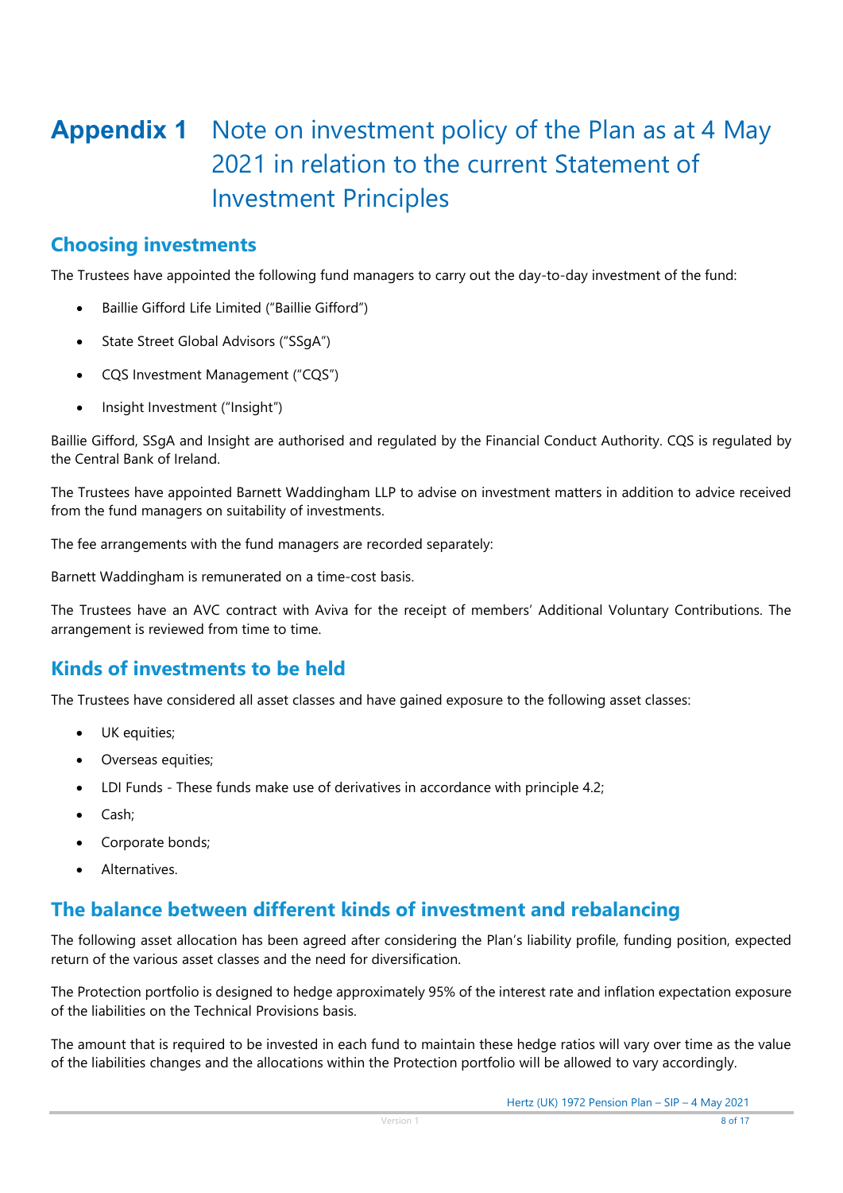# Appendix 1 Note on investment policy of the Plan as at 4 May 2021 in relation to the current Statement of Investment Principles

## Choosing investments

The Trustees have appointed the following fund managers to carry out the day-to-day investment of the fund:

- Baillie Gifford Life Limited ("Baillie Gifford")
- State Street Global Advisors ("SSgA")
- CQS Investment Management ("CQS")
- Insight Investment ("Insight")

Baillie Gifford, SSgA and Insight are authorised and regulated by the Financial Conduct Authority. CQS is regulated by the Central Bank of Ireland.

The Trustees have appointed Barnett Waddingham LLP to advise on investment matters in addition to advice received from the fund managers on suitability of investments.

The fee arrangements with the fund managers are recorded separately:

Barnett Waddingham is remunerated on a time-cost basis.

The Trustees have an AVC contract with Aviva for the receipt of members' Additional Voluntary Contributions. The arrangement is reviewed from time to time.

## Kinds of investments to be held

The Trustees have considered all asset classes and have gained exposure to the following asset classes:

- UK equities;
- Overseas equities;
- LDI Funds - These funds make use of derivatives in accordance with principle 4.2;
- Cash;
- Corporate bonds;
- Alternatives.

## The balance between different kinds of investment and rebalancing

The following asset allocation has been agreed after considering the Plan's liability profile, funding position, expected return of the various asset classes and the need for diversification.

The Protection portfolio is designed to hedge approximately 95% of the interest rate and inflation expectation exposure of the liabilities on the Technical Provisions basis.

The amount that is required to be invested in each fund to maintain these hedge ratios will vary over time as the value of the liabilities changes and the allocations within the Protection portfolio will be allowed to vary accordingly.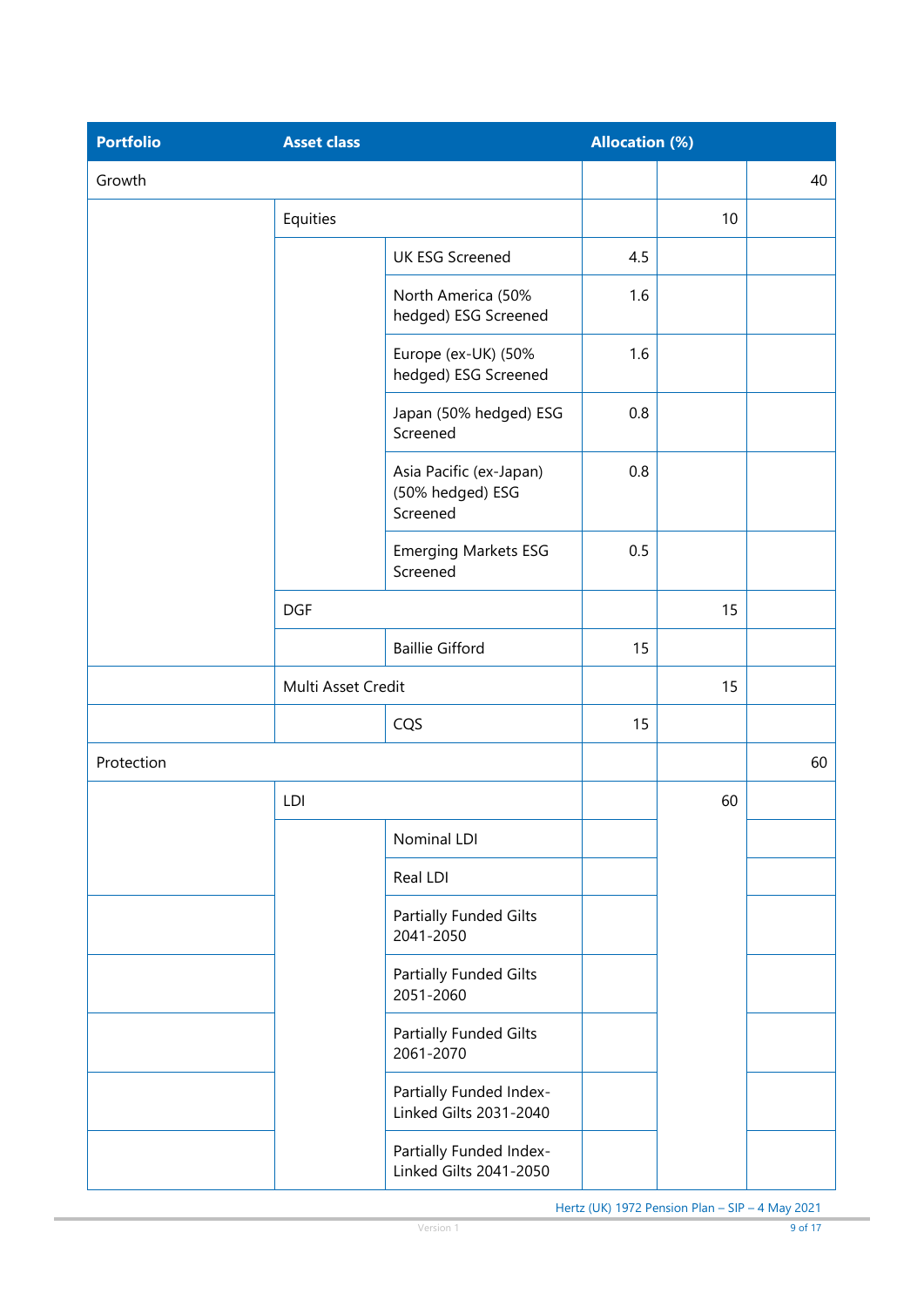| Portfolio | Asset class | | Allocation (%) | | |
|---|---|---|---|---|---|
| Growth | | | | | 40 |
| | Equities | | | 10 | |
| | | UK ESG Screened | 4.5 | | |
| | | North America (50% hedged) ESG Screened | 1.6 | | |
| | | Europe (ex-UK) (50% hedged) ESG Screened | 1.6 | | |
| | | Japan (50% hedged) ESG Screened | 0.8 | | |
| | | Asia Pacific (ex-Japan) (50% hedged) ESG Screened | 0.8 | | |
| | | Emerging Markets ESG Screened | 0.5 | | |
| | DGF | | | 15 | |
| | | Baillie Gifford | 15 | | |
| | Multi Asset Credit | | | 15 | |
| | | CQS | 15 | | |
| Protection | | | | | 60 |
| | LDI | | | 60 | |
| | | Nominal LDI | | | |
| | | Real LDI | | | |
| | | Partially Funded Gilts 2041-2050 | | | |
| | | Partially Funded Gilts 2051-2060 | | | |
| | | Partially Funded Gilts 2061-2070 | | | |
| | | Partially Funded Index-Linked Gilts 2031-2040 | | | |
| | | Partially Funded Index-Linked Gilts 2041-2050 | | | |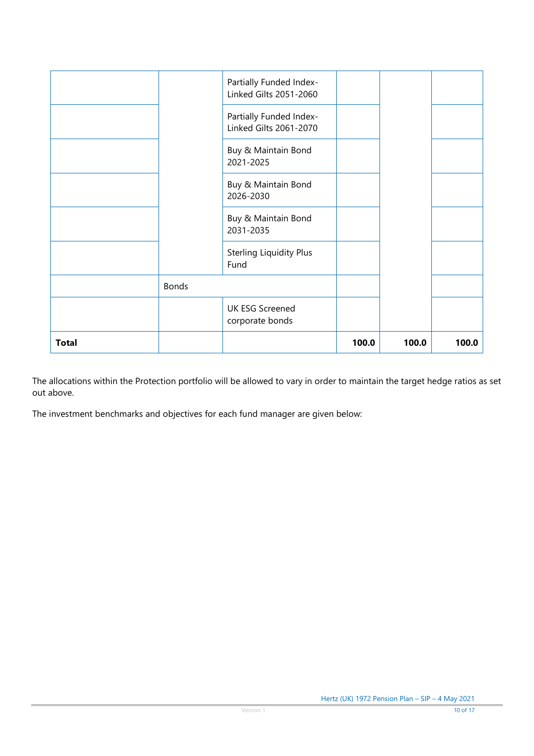| | | | | | |
|---|---|---|---|---|---|
| | | Partially Funded Index-Linked Gilts 2051-2060 | | | |
| | | Partially Funded Index-Linked Gilts 2061-2070 | | | |
| | | Buy & Maintain Bond 2021-2025 | | | |
| | | Buy & Maintain Bond 2026-2030 | | | |
| | | Buy & Maintain Bond 2031-2035 | | | |
| | | Sterling Liquidity Plus Fund | | | |
| | Bonds | | | | |
| | | UK ESG Screened corporate bonds | | | |
| **Total** | | | **100.0** | **100.0** | **100.0** |

The allocations within the Protection portfolio will be allowed to vary in order to maintain the target hedge ratios as set out above.

The investment benchmarks and objectives for each fund manager are given below: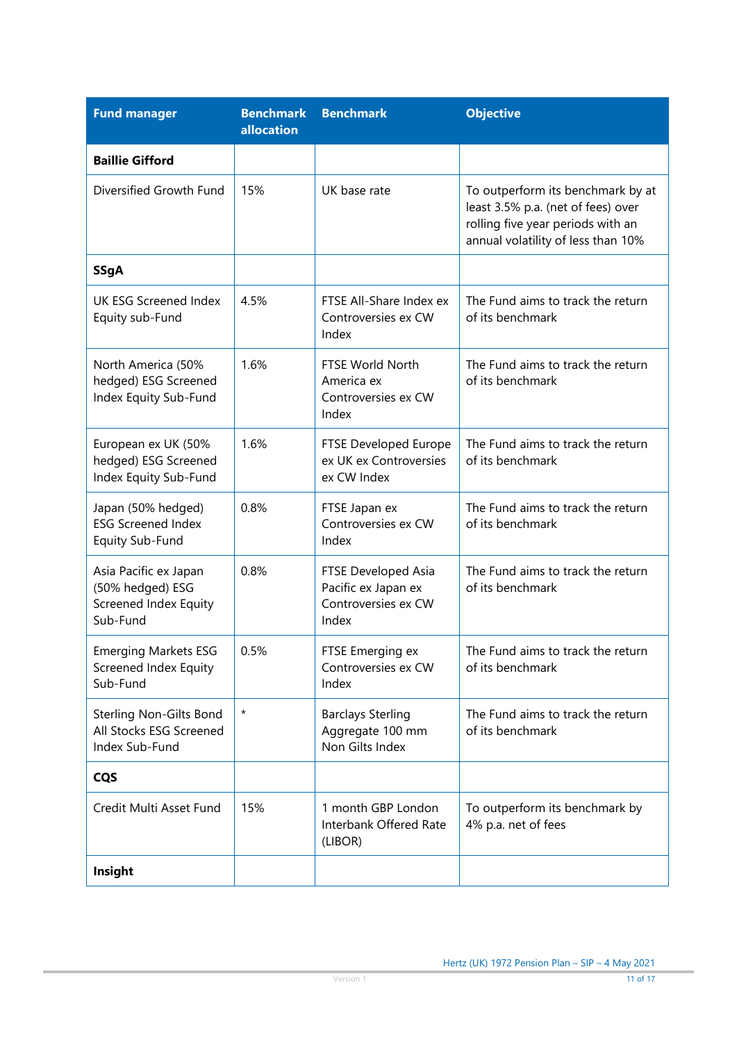| Fund manager | Benchmark allocation | Benchmark | Objective |
|---|---|---|---|
| **Baillie Gifford** | | | |
| Diversified Growth Fund | 15% | UK base rate | To outperform its benchmark by at least 3.5% p.a. (net of fees) over rolling five year periods with an annual volatility of less than 10% |
| **SSgA** | | | |
| UK ESG Screened Index Equity sub-Fund | 4.5% | FTSE All-Share Index ex Controversies ex CW Index | The Fund aims to track the return of its benchmark |
| North America (50% hedged) ESG Screened Index Equity Sub-Fund | 1.6% | FTSE World North America ex Controversies ex CW Index | The Fund aims to track the return of its benchmark |
| European ex UK (50% hedged) ESG Screened Index Equity Sub-Fund | 1.6% | FTSE Developed Europe ex UK ex Controversies ex CW Index | The Fund aims to track the return of its benchmark |
| Japan (50% hedged) ESG Screened Index Equity Sub-Fund | 0.8% | FTSE Japan ex Controversies ex CW Index | The Fund aims to track the return of its benchmark |
| Asia Pacific ex Japan (50% hedged) ESG Screened Index Equity Sub-Fund | 0.8% | FTSE Developed Asia Pacific ex Japan ex Controversies ex CW Index | The Fund aims to track the return of its benchmark |
| Emerging Markets ESG Screened Index Equity Sub-Fund | 0.5% | FTSE Emerging ex Controversies ex CW Index | The Fund aims to track the return of its benchmark |
| Sterling Non-Gilts Bond All Stocks ESG Screened Index Sub-Fund | * | Barclays Sterling Aggregate 100 mm Non Gilts Index | The Fund aims to track the return of its benchmark |
| **CQS** | | | |
| Credit Multi Asset Fund | 15% | 1 month GBP London Interbank Offered Rate (LIBOR) | To outperform its benchmark by 4% p.a. net of fees |
| **Insight** | | | |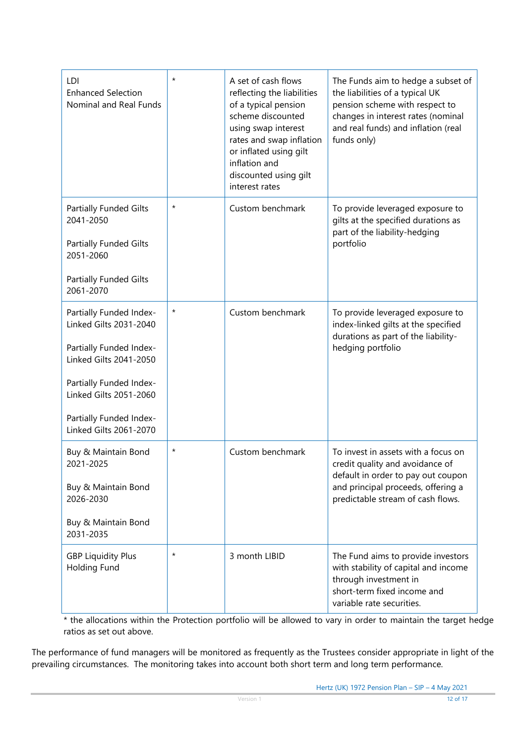| | | | |
|---|---|---|---|
| LDI Enhanced Selection Nominal and Real Funds | * | A set of cash flows reflecting the liabilities of a typical pension scheme discounted using swap interest rates and swap inflation or inflated using gilt inflation and discounted using gilt interest rates | The Funds aim to hedge a subset of the liabilities of a typical UK pension scheme with respect to changes in interest rates (nominal and real funds) and inflation (real funds only) |
| Partially Funded Gilts 2041-2050<br><br>Partially Funded Gilts 2051-2060<br><br>Partially Funded Gilts 2061-2070 | * | Custom benchmark | To provide leveraged exposure to gilts at the specified durations as part of the liability-hedging portfolio |
| Partially Funded Index-Linked Gilts 2031-2040<br><br>Partially Funded Index-Linked Gilts 2041-2050<br><br>Partially Funded Index-Linked Gilts 2051-2060<br><br>Partially Funded Index-Linked Gilts 2061-2070 | * | Custom benchmark | To provide leveraged exposure to index-linked gilts at the specified durations as part of the liability-hedging portfolio |
| Buy & Maintain Bond 2021-2025<br><br>Buy & Maintain Bond 2026-2030<br><br>Buy & Maintain Bond 2031-2035 | * | Custom benchmark | To invest in assets with a focus on credit quality and avoidance of default in order to pay out coupon and principal proceeds, offering a predictable stream of cash flows. |
| GBP Liquidity Plus Holding Fund | * | 3 month LIBID | The Fund aims to provide investors with stability of capital and income through investment in short-term fixed income and variable rate securities. |

* the allocations within the Protection portfolio will be allowed to vary in order to maintain the target hedge ratios as set out above.

The performance of fund managers will be monitored as frequently as the Trustees consider appropriate in light of the prevailing circumstances. The monitoring takes into account both short term and long term performance.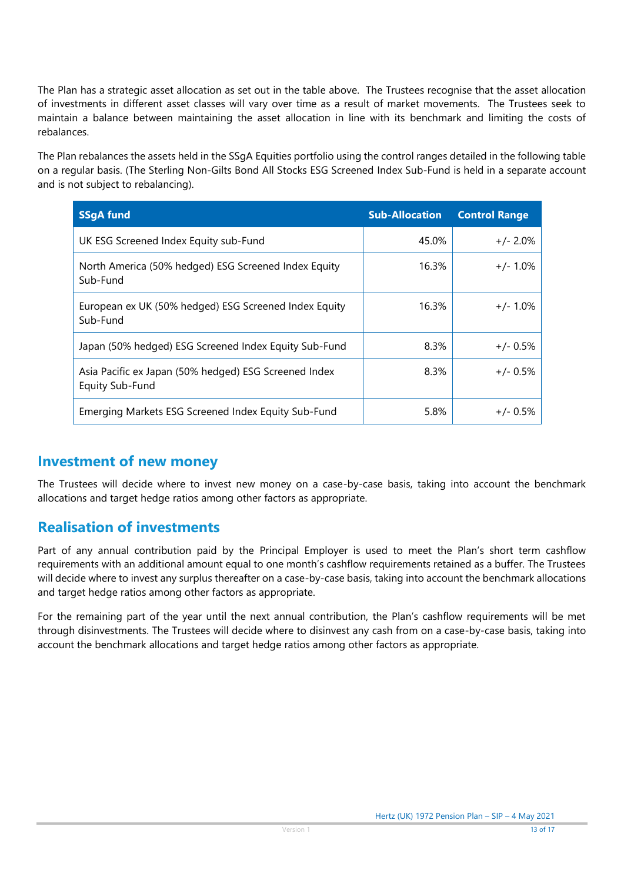The Plan has a strategic asset allocation as set out in the table above. The Trustees recognise that the asset allocation of investments in different asset classes will vary over time as a result of market movements. The Trustees seek to maintain a balance between maintaining the asset allocation in line with its benchmark and limiting the costs of rebalances.

The Plan rebalances the assets held in the SSgA Equities portfolio using the control ranges detailed in the following table on a regular basis. (The Sterling Non-Gilts Bond All Stocks ESG Screened Index Sub-Fund is held in a separate account and is not subject to rebalancing).

| SSgA fund | Sub-Allocation | Control Range |
|---|---|---|
| UK ESG Screened Index Equity sub-Fund | 45.0% | +/- 2.0% |
| North America (50% hedged) ESG Screened Index Equity Sub-Fund | 16.3% | +/- 1.0% |
| European ex UK (50% hedged) ESG Screened Index Equity Sub-Fund | 16.3% | +/- 1.0% |
| Japan (50% hedged) ESG Screened Index Equity Sub-Fund | 8.3% | +/- 0.5% |
| Asia Pacific ex Japan (50% hedged) ESG Screened Index Equity Sub-Fund | 8.3% | +/- 0.5% |
| Emerging Markets ESG Screened Index Equity Sub-Fund | 5.8% | +/- 0.5% |

## Investment of new money

The Trustees will decide where to invest new money on a case-by-case basis, taking into account the benchmark allocations and target hedge ratios among other factors as appropriate.

## Realisation of investments

Part of any annual contribution paid by the Principal Employer is used to meet the Plan's short term cashflow requirements with an additional amount equal to one month's cashflow requirements retained as a buffer. The Trustees will decide where to invest any surplus thereafter on a case-by-case basis, taking into account the benchmark allocations and target hedge ratios among other factors as appropriate.

For the remaining part of the year until the next annual contribution, the Plan's cashflow requirements will be met through disinvestments. The Trustees will decide where to disinvest any cash from on a case-by-case basis, taking into account the benchmark allocations and target hedge ratios among other factors as appropriate.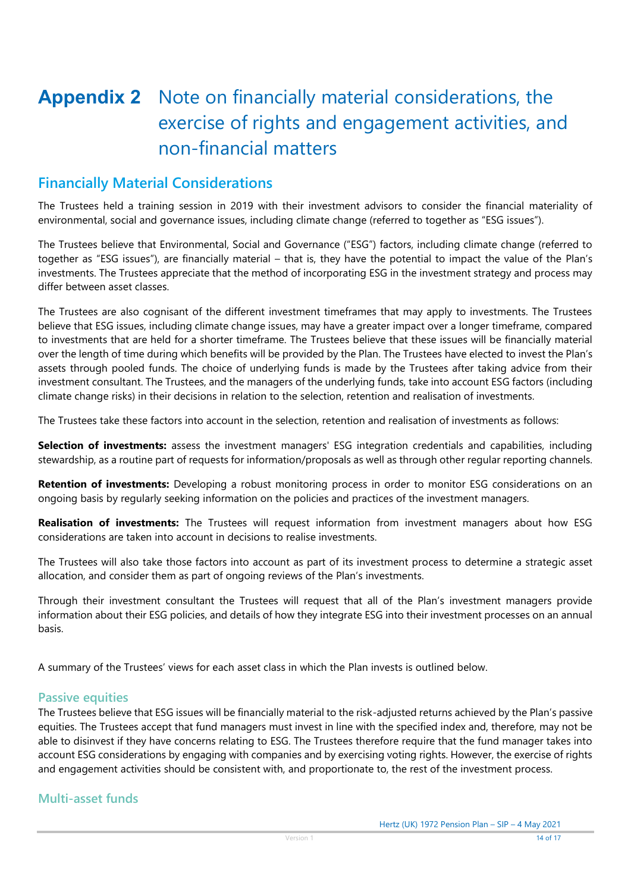# Appendix 2 Note on financially material considerations, the exercise of rights and engagement activities, and non-financial matters

## Financially Material Considerations

The Trustees held a training session in 2019 with their investment advisors to consider the financial materiality of environmental, social and governance issues, including climate change (referred to together as "ESG issues").

The Trustees believe that Environmental, Social and Governance ("ESG") factors, including climate change (referred to together as "ESG issues"), are financially material – that is, they have the potential to impact the value of the Plan's investments. The Trustees appreciate that the method of incorporating ESG in the investment strategy and process may differ between asset classes.

The Trustees are also cognisant of the different investment timeframes that may apply to investments. The Trustees believe that ESG issues, including climate change issues, may have a greater impact over a longer timeframe, compared to investments that are held for a shorter timeframe. The Trustees believe that these issues will be financially material over the length of time during which benefits will be provided by the Plan. The Trustees have elected to invest the Plan's assets through pooled funds. The choice of underlying funds is made by the Trustees after taking advice from their investment consultant. The Trustees, and the managers of the underlying funds, take into account ESG factors (including climate change risks) in their decisions in relation to the selection, retention and realisation of investments.

The Trustees take these factors into account in the selection, retention and realisation of investments as follows:

**Selection of investments:** assess the investment managers' ESG integration credentials and capabilities, including stewardship, as a routine part of requests for information/proposals as well as through other regular reporting channels.

**Retention of investments:** Developing a robust monitoring process in order to monitor ESG considerations on an ongoing basis by regularly seeking information on the policies and practices of the investment managers.

**Realisation of investments:** The Trustees will request information from investment managers about how ESG considerations are taken into account in decisions to realise investments.

The Trustees will also take those factors into account as part of its investment process to determine a strategic asset allocation, and consider them as part of ongoing reviews of the Plan's investments.

Through their investment consultant the Trustees will request that all of the Plan's investment managers provide information about their ESG policies, and details of how they integrate ESG into their investment processes on an annual basis.

A summary of the Trustees' views for each asset class in which the Plan invests is outlined below.

### Passive equities

The Trustees believe that ESG issues will be financially material to the risk-adjusted returns achieved by the Plan's passive equities. The Trustees accept that fund managers must invest in line with the specified index and, therefore, may not be able to disinvest if they have concerns relating to ESG. The Trustees therefore require that the fund manager takes into account ESG considerations by engaging with companies and by exercising voting rights. However, the exercise of rights and engagement activities should be consistent with, and proportionate to, the rest of the investment process.

### Multi-asset funds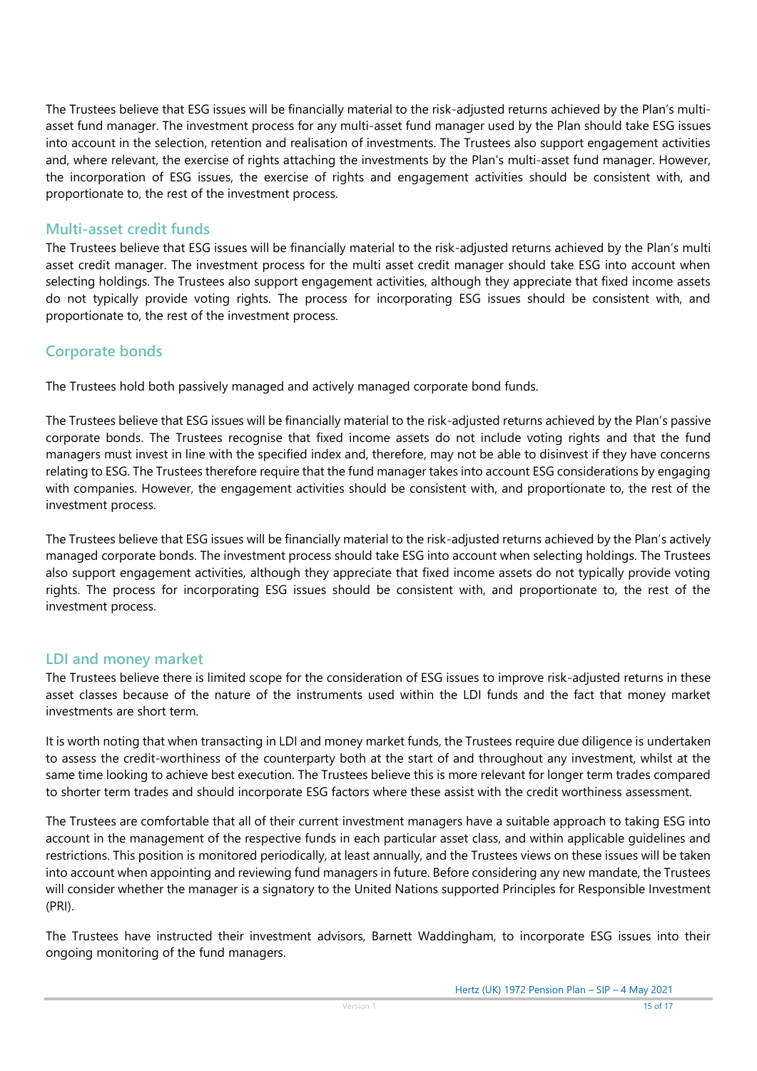The Trustees believe that ESG issues will be financially material to the risk-adjusted returns achieved by the Plan's multi-asset fund manager. The investment process for any multi-asset fund manager used by the Plan should take ESG issues into account in the selection, retention and realisation of investments. The Trustees also support engagement activities and, where relevant, the exercise of rights attaching the investments by the Plan's multi-asset fund manager. However, the incorporation of ESG issues, the exercise of rights and engagement activities should be consistent with, and proportionate to, the rest of the investment process.

## Multi-asset credit funds

The Trustees believe that ESG issues will be financially material to the risk-adjusted returns achieved by the Plan's multi asset credit manager. The investment process for the multi asset credit manager should take ESG into account when selecting holdings. The Trustees also support engagement activities, although they appreciate that fixed income assets do not typically provide voting rights. The process for incorporating ESG issues should be consistent with, and proportionate to, the rest of the investment process.

## Corporate bonds

The Trustees hold both passively managed and actively managed corporate bond funds.

The Trustees believe that ESG issues will be financially material to the risk-adjusted returns achieved by the Plan's passive corporate bonds. The Trustees recognise that fixed income assets do not include voting rights and that the fund managers must invest in line with the specified index and, therefore, may not be able to disinvest if they have concerns relating to ESG. The Trustees therefore require that the fund manager takes into account ESG considerations by engaging with companies. However, the engagement activities should be consistent with, and proportionate to, the rest of the investment process.

The Trustees believe that ESG issues will be financially material to the risk-adjusted returns achieved by the Plan's actively managed corporate bonds. The investment process should take ESG into account when selecting holdings. The Trustees also support engagement activities, although they appreciate that fixed income assets do not typically provide voting rights. The process for incorporating ESG issues should be consistent with, and proportionate to, the rest of the investment process.

## LDI and money market

The Trustees believe there is limited scope for the consideration of ESG issues to improve risk-adjusted returns in these asset classes because of the nature of the instruments used within the LDI funds and the fact that money market investments are short term.

It is worth noting that when transacting in LDI and money market funds, the Trustees require due diligence is undertaken to assess the credit-worthiness of the counterparty both at the start of and throughout any investment, whilst at the same time looking to achieve best execution. The Trustees believe this is more relevant for longer term trades compared to shorter term trades and should incorporate ESG factors where these assist with the credit worthiness assessment.

The Trustees are comfortable that all of their current investment managers have a suitable approach to taking ESG into account in the management of the respective funds in each particular asset class, and within applicable guidelines and restrictions. This position is monitored periodically, at least annually, and the Trustees views on these issues will be taken into account when appointing and reviewing fund managers in future. Before considering any new mandate, the Trustees will consider whether the manager is a signatory to the United Nations supported Principles for Responsible Investment (PRI).

The Trustees have instructed their investment advisors, Barnett Waddingham, to incorporate ESG issues into their ongoing monitoring of the fund managers.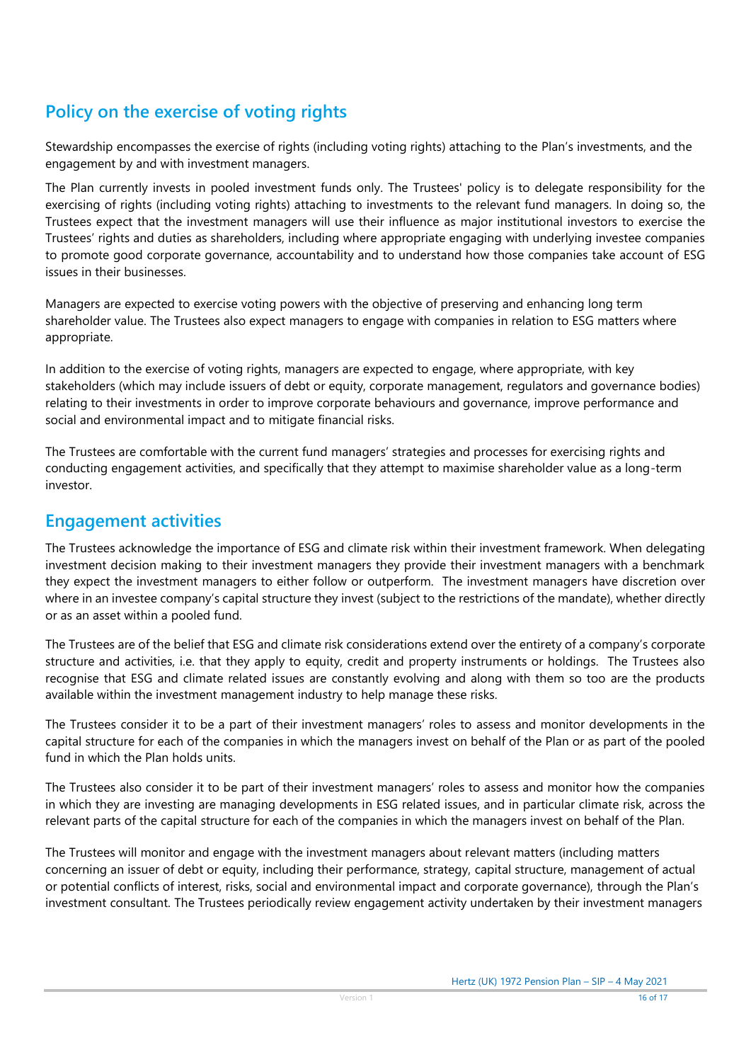## Policy on the exercise of voting rights

Stewardship encompasses the exercise of rights (including voting rights) attaching to the Plan's investments, and the engagement by and with investment managers.

The Plan currently invests in pooled investment funds only. The Trustees' policy is to delegate responsibility for the exercising of rights (including voting rights) attaching to investments to the relevant fund managers. In doing so, the Trustees expect that the investment managers will use their influence as major institutional investors to exercise the Trustees' rights and duties as shareholders, including where appropriate engaging with underlying investee companies to promote good corporate governance, accountability and to understand how those companies take account of ESG issues in their businesses.

Managers are expected to exercise voting powers with the objective of preserving and enhancing long term shareholder value. The Trustees also expect managers to engage with companies in relation to ESG matters where appropriate.

In addition to the exercise of voting rights, managers are expected to engage, where appropriate, with key stakeholders (which may include issuers of debt or equity, corporate management, regulators and governance bodies) relating to their investments in order to improve corporate behaviours and governance, improve performance and social and environmental impact and to mitigate financial risks.

The Trustees are comfortable with the current fund managers' strategies and processes for exercising rights and conducting engagement activities, and specifically that they attempt to maximise shareholder value as a long-term investor.

## Engagement activities

The Trustees acknowledge the importance of ESG and climate risk within their investment framework. When delegating investment decision making to their investment managers they provide their investment managers with a benchmark they expect the investment managers to either follow or outperform. The investment managers have discretion over where in an investee company's capital structure they invest (subject to the restrictions of the mandate), whether directly or as an asset within a pooled fund.

The Trustees are of the belief that ESG and climate risk considerations extend over the entirety of a company's corporate structure and activities, i.e. that they apply to equity, credit and property instruments or holdings. The Trustees also recognise that ESG and climate related issues are constantly evolving and along with them so too are the products available within the investment management industry to help manage these risks.

The Trustees consider it to be a part of their investment managers' roles to assess and monitor developments in the capital structure for each of the companies in which the managers invest on behalf of the Plan or as part of the pooled fund in which the Plan holds units.

The Trustees also consider it to be part of their investment managers' roles to assess and monitor how the companies in which they are investing are managing developments in ESG related issues, and in particular climate risk, across the relevant parts of the capital structure for each of the companies in which the managers invest on behalf of the Plan.

The Trustees will monitor and engage with the investment managers about relevant matters (including matters concerning an issuer of debt or equity, including their performance, strategy, capital structure, management of actual or potential conflicts of interest, risks, social and environmental impact and corporate governance), through the Plan's investment consultant. The Trustees periodically review engagement activity undertaken by their investment managers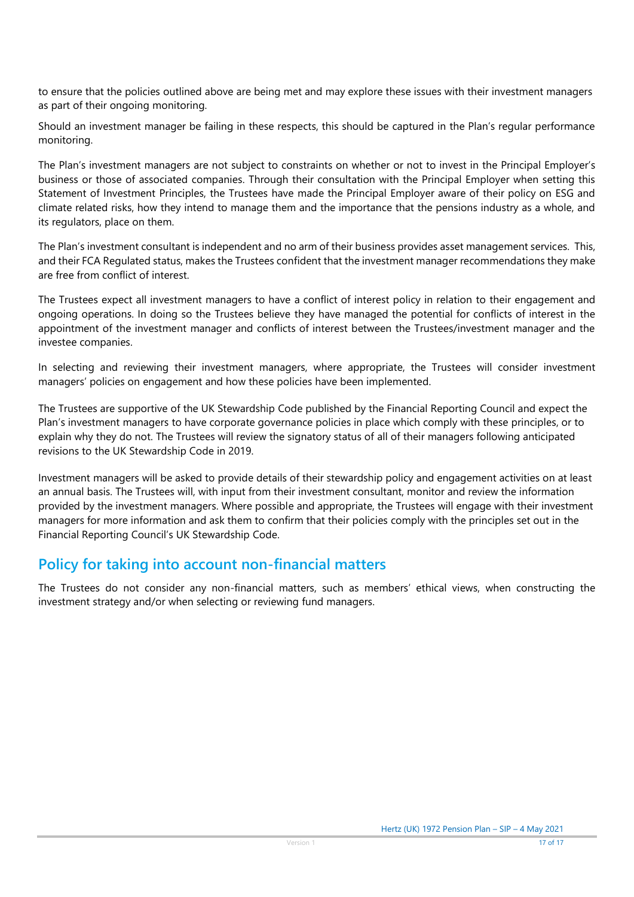to ensure that the policies outlined above are being met and may explore these issues with their investment managers as part of their ongoing monitoring.

Should an investment manager be failing in these respects, this should be captured in the Plan's regular performance monitoring.

The Plan's investment managers are not subject to constraints on whether or not to invest in the Principal Employer's business or those of associated companies. Through their consultation with the Principal Employer when setting this Statement of Investment Principles, the Trustees have made the Principal Employer aware of their policy on ESG and climate related risks, how they intend to manage them and the importance that the pensions industry as a whole, and its regulators, place on them.

The Plan's investment consultant is independent and no arm of their business provides asset management services. This, and their FCA Regulated status, makes the Trustees confident that the investment manager recommendations they make are free from conflict of interest.

The Trustees expect all investment managers to have a conflict of interest policy in relation to their engagement and ongoing operations. In doing so the Trustees believe they have managed the potential for conflicts of interest in the appointment of the investment manager and conflicts of interest between the Trustees/investment manager and the investee companies.

In selecting and reviewing their investment managers, where appropriate, the Trustees will consider investment managers' policies on engagement and how these policies have been implemented.

The Trustees are supportive of the UK Stewardship Code published by the Financial Reporting Council and expect the Plan's investment managers to have corporate governance policies in place which comply with these principles, or to explain why they do not. The Trustees will review the signatory status of all of their managers following anticipated revisions to the UK Stewardship Code in 2019.

Investment managers will be asked to provide details of their stewardship policy and engagement activities on at least an annual basis. The Trustees will, with input from their investment consultant, monitor and review the information provided by the investment managers. Where possible and appropriate, the Trustees will engage with their investment managers for more information and ask them to confirm that their policies comply with the principles set out in the Financial Reporting Council's UK Stewardship Code.

## Policy for taking into account non-financial matters

The Trustees do not consider any non-financial matters, such as members' ethical views, when constructing the investment strategy and/or when selecting or reviewing fund managers.